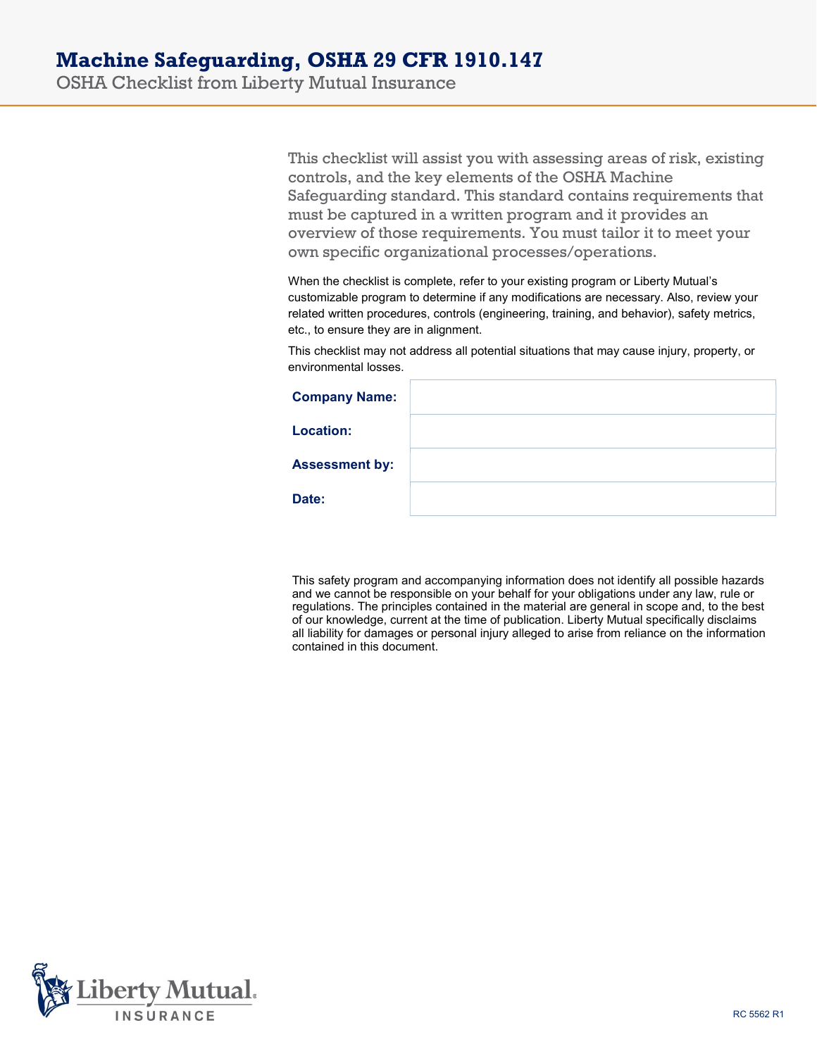# Machine Safeguarding, OSHA 29 CFR 1910.147

## OSHA Checklist from Liberty Mutual Insurance

This checklist will assist you with assessing areas of risk, existing controls, and the key elements of the OSHA Machine Safeguarding standard. This standard contains requirements that must be captured in a written program and it provides an overview of those requirements. You must tailor it to meet your own specific organizational processes/operations.

When the checklist is complete, refer to your existing program or Liberty Mutual's customizable program to determine if any modifications are necessary. Also, review your related written procedures, controls (engineering, training, and behavior), safety metrics, etc., to ensure they are in alignment.

This checklist may not address all potential situations that may cause injury, property, or environmental losses.

| | |
|---|---|
| **Company Name:** | |
| **Location:** | |
| **Assessment by:** | |
| **Date:** | |

This safety program and accompanying information does not identify all possible hazards and we cannot be responsible on your behalf for your obligations under any law, rule or regulations. The principles contained in the material are general in scope and, to the best of our knowledge, current at the time of publication. Liberty Mutual specifically disclaims all liability for damages or personal injury alleged to arise from reliance on the information contained in this document.

Liberty Mutual INSURANCE

RC 5562 R1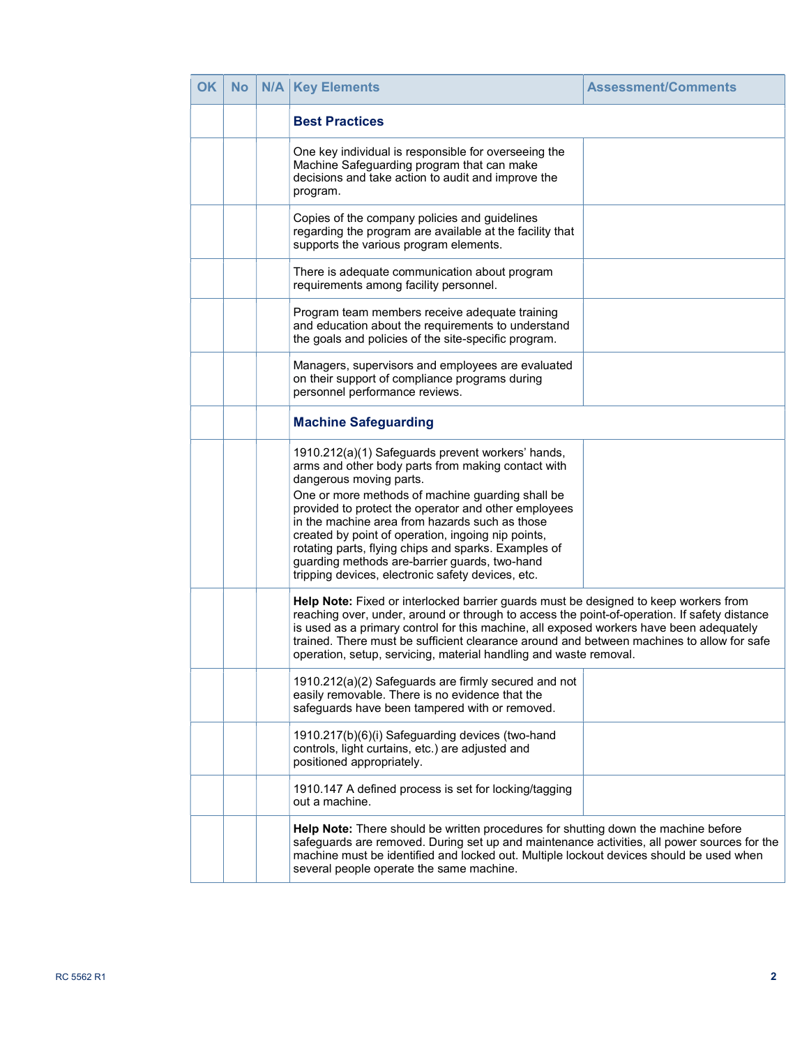| OK | No | N/A | Key Elements | Assessment/Comments |
|---|---|---|---|---|
| | | | **Best Practices** | |
| | | | One key individual is responsible for overseeing the Machine Safeguarding program that can make decisions and take action to audit and improve the program. | |
| | | | Copies of the company policies and guidelines regarding the program are available at the facility that supports the various program elements. | |
| | | | There is adequate communication about program requirements among facility personnel. | |
| | | | Program team members receive adequate training and education about the requirements to understand the goals and policies of the site-specific program. | |
| | | | Managers, supervisors and employees are evaluated on their support of compliance programs during personnel performance reviews. | |
| | | | **Machine Safeguarding** | |
| | | | 1910.212(a)(1) Safeguards prevent workers' hands, arms and other body parts from making contact with dangerous moving parts.<br>One or more methods of machine guarding shall be provided to protect the operator and other employees in the machine area from hazards such as those created by point of operation, ingoing nip points, rotating parts, flying chips and sparks. Examples of guarding methods are-barrier guards, two-hand tripping devices, electronic safety devices, etc. | |
| | | | **Help Note:** Fixed or interlocked barrier guards must be designed to keep workers from reaching over, under, around or through to access the point-of-operation. If safety distance is used as a primary control for this machine, all exposed workers have been adequately trained. There must be sufficient clearance around and between machines to allow for safe operation, setup, servicing, material handling and waste removal. | |
| | | | 1910.212(a)(2) Safeguards are firmly secured and not easily removable. There is no evidence that the safeguards have been tampered with or removed. | |
| | | | 1910.217(b)(6)(i) Safeguarding devices (two-hand controls, light curtains, etc.) are adjusted and positioned appropriately. | |
| | | | 1910.147 A defined process is set for locking/tagging out a machine. | |
| | | | **Help Note:** There should be written procedures for shutting down the machine before safeguards are removed. During set up and maintenance activities, all power sources for the machine must be identified and locked out. Multiple lockout devices should be used when several people operate the same machine. | |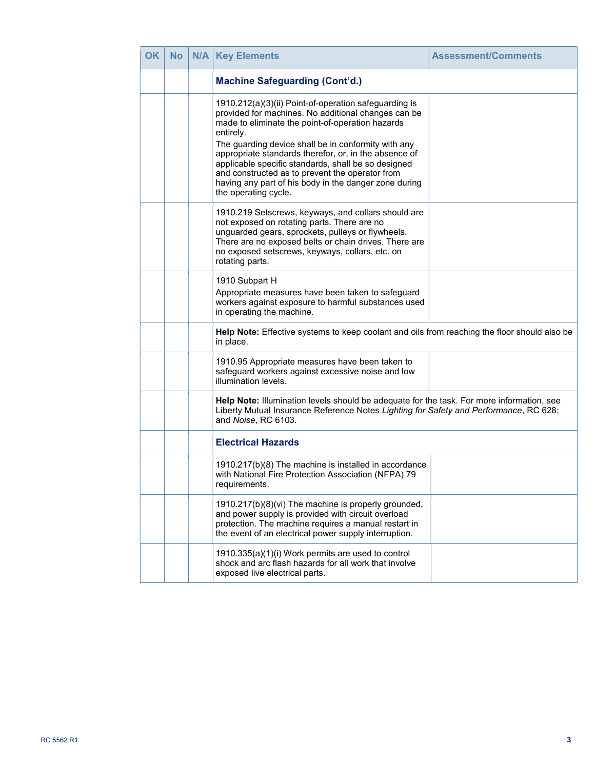| OK | No | N/A | Key Elements | Assessment/Comments |
|---|---|---|---|---|
| | | | **Machine Safeguarding (Cont'd.)** | |
| | | | 1910.212(a)(3)(ii) Point-of-operation safeguarding is provided for machines. No additional changes can be made to eliminate the point-of-operation hazards entirely. The guarding device shall be in conformity with any appropriate standards therefor, or, in the absence of applicable specific standards, shall be so designed and constructed as to prevent the operator from having any part of his body in the danger zone during the operating cycle. | |
| | | | 1910.219 Setscrews, keyways, and collars should are not exposed on rotating parts. There are no unguarded gears, sprockets, pulleys or flywheels. There are no exposed belts or chain drives. There are no exposed setscrews, keyways, collars, etc. on rotating parts. | |
| | | | 1910 Subpart H Appropriate measures have been taken to safeguard workers against exposure to harmful substances used in operating the machine. | |
| | | | **Help Note:** Effective systems to keep coolant and oils from reaching the floor should also be in place. | |
| | | | 1910.95 Appropriate measures have been taken to safeguard workers against excessive noise and low illumination levels. | |
| | | | **Help Note:** Illumination levels should be adequate for the task. For more information, see Liberty Mutual Insurance Reference Notes *Lighting for Safety and Performance*, RC 628; and *Noise*, RC 6103. | |
| | | | **Electrical Hazards** | |
| | | | 1910.217(b)(8) The machine is installed in accordance with National Fire Protection Association (NFPA) 79 requirements. | |
| | | | 1910.217(b)(8)(vi) The machine is properly grounded, and power supply is provided with circuit overload protection. The machine requires a manual restart in the event of an electrical power supply interruption. | |
| | | | 1910.335(a)(1)(i) Work permits are used to control shock and arc flash hazards for all work that involve exposed live electrical parts. | |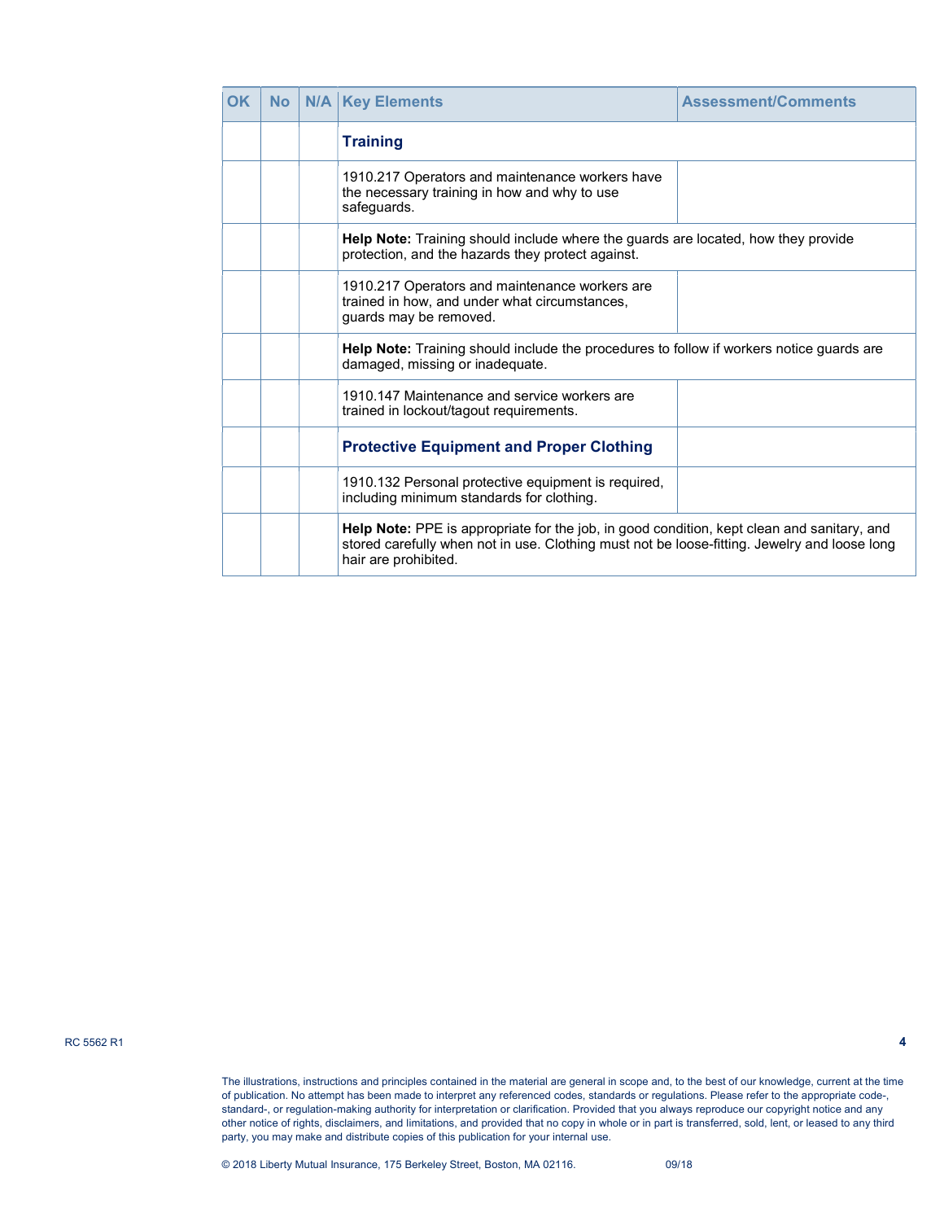| OK | No | N/A | Key Elements | Assessment/Comments |
|---|---|---|---|---|
| | | | **Training** | |
| | | | 1910.217 Operators and maintenance workers have the necessary training in how and why to use safeguards. | |
| | | | **Help Note:** Training should include where the guards are located, how they provide protection, and the hazards they protect against. | |
| | | | 1910.217 Operators and maintenance workers are trained in how, and under what circumstances, guards may be removed. | |
| | | | **Help Note:** Training should include the procedures to follow if workers notice guards are damaged, missing or inadequate. | |
| | | | 1910.147 Maintenance and service workers are trained in lockout/tagout requirements. | |
| | | | **Protective Equipment and Proper Clothing** | |
| | | | 1910.132 Personal protective equipment is required, including minimum standards for clothing. | |
| | | | **Help Note:** PPE is appropriate for the job, in good condition, kept clean and sanitary, and stored carefully when not in use. Clothing must not be loose-fitting. Jewelry and loose long hair are prohibited. | |

RC 5562 R1

The illustrations, instructions and principles contained in the material are general in scope and, to the best of our knowledge, current at the time of publication. No attempt has been made to interpret any referenced codes, standards or regulations. Please refer to the appropriate code-, standard-, or regulation-making authority for interpretation or clarification. Provided that you always reproduce our copyright notice and any other notice of rights, disclaimers, and limitations, and provided that no copy in whole or in part is transferred, sold, lent, or leased to any third party, you may make and distribute copies of this publication for your internal use.

© 2018 Liberty Mutual Insurance, 175 Berkeley Street, Boston, MA 02116. 09/18